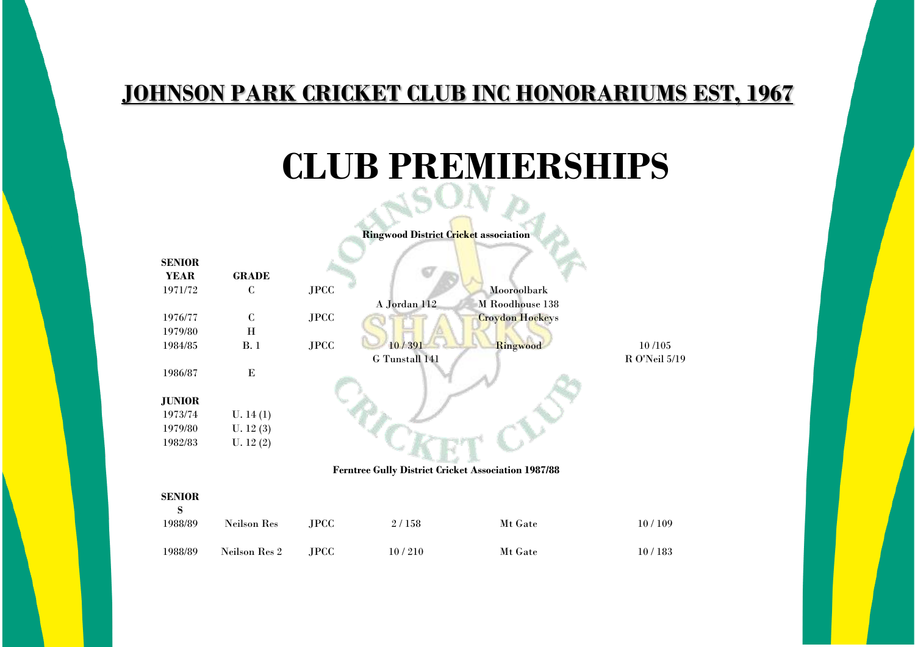# JOHNSON PARK CRICKET CLUB INC HONORARIUMS EST, 1967

# CLUB PREMIERSHIPS

**Ringwood District Cricket association**

| SENIOR YEAR | GRADE | | | | |
|---|---|---|---|---|---|
| 1971/72 | C | JPCC | | Mooroolbark | |
| | | | A Jordan 112 | M Roodhouse 138 | |
| 1976/77 | C | JPCC | | Croydon Hockeys | |
| 1979/80 | H | | | | |
| 1984/85 | B. 1 | JPCC | 10 / 391 | Ringwood | 10 /105 |
| | | | G Tunstall 141 | | R O'Neil 5/19 |
| 1986/87 | E | | | | |

| JUNIOR | |
|---|---|
| 1973/74 | U. 14 (1) |
| 1979/80 | U. 12 (3) |
| 1982/83 | U. 12 (2) |

**Ferntree Gully District Cricket Association 1987/88**

| SENIORS | | | | | |
|---|---|---|---|---|---|
| 1988/89 | Neilson Res | JPCC | 2 / 158 | Mt Gate | 10 / 109 |
| 1988/89 | Neilson Res 2 | JPCC | 10 / 210 | Mt Gate | 10 / 183 |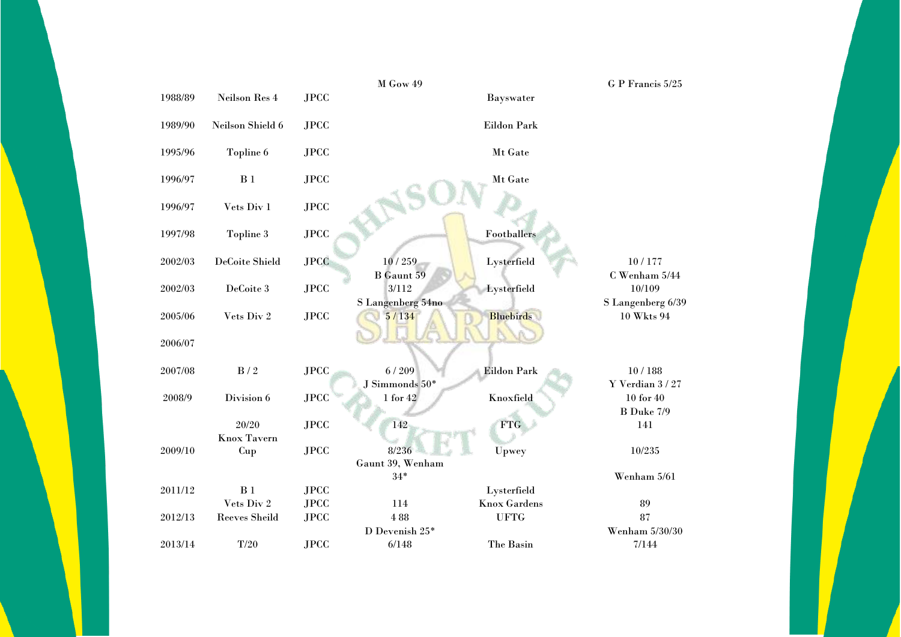| | | | M Gow 49 | | G P Francis 5/25 |
|---|---|---|---|---|---|
| 1988/89 | Neilson Res 4 | JPCC | | Bayswater | |
| 1989/90 | Neilson Shield 6 | JPCC | | Eildon Park | |
| 1995/96 | Topline 6 | JPCC | | Mt Gate | |
| 1996/97 | B 1 | JPCC | | Mt Gate | |
| 1996/97 | Vets Div 1 | JPCC | | | |
| 1997/98 | Topline 3 | JPCC | | Footballers | |
| 2002/03 | DeCoite Shield | JPCC | 10 / 259<br>B Gaunt 59 | Lysterfield | 10 / 177<br>C Wenham 5/44 |
| 2002/03 | DeCoite 3 | JPCC | 3/112<br>S Langenberg 54no | Lysterfield | 10/109<br>S Langenberg 6/39 |
| 2005/06 | Vets Div 2 | JPCC | 5 / 134 | Bluebirds | 10 Wkts 94 |
| 2006/07 | | | | | |
| 2007/08 | B / 2 | JPCC | 6 / 209<br>J Simmonds 50* | Eildon Park | 10 / 188<br>Y Verdian 3 / 27 |
| 2008/9 | Division 6 | JPCC | 1 for 42 | Knoxfield | 10 for 40<br>B Duke 7/9 |
| | 20/20 | JPCC | 142 | FTG | 141 |
| 2009/10 | Knox Tavern Cup | JPCC | 8/236<br>Gaunt 39, Wenham 34* | Upwey | 10/235<br>Wenham 5/61 |
| 2011/12 | B 1 | JPCC | | Lysterfield | |
| | Vets Div 2 | JPCC | 114 | Knox Gardens | 89 |
| 2012/13 | Reeves Sheild | JPCC | 4 88<br>D Devenish 25* | UFTG | 87<br>Wenham 5/30/30 |
| 2013/14 | T/20 | JPCC | 6/148 | The Basin | 7/144 |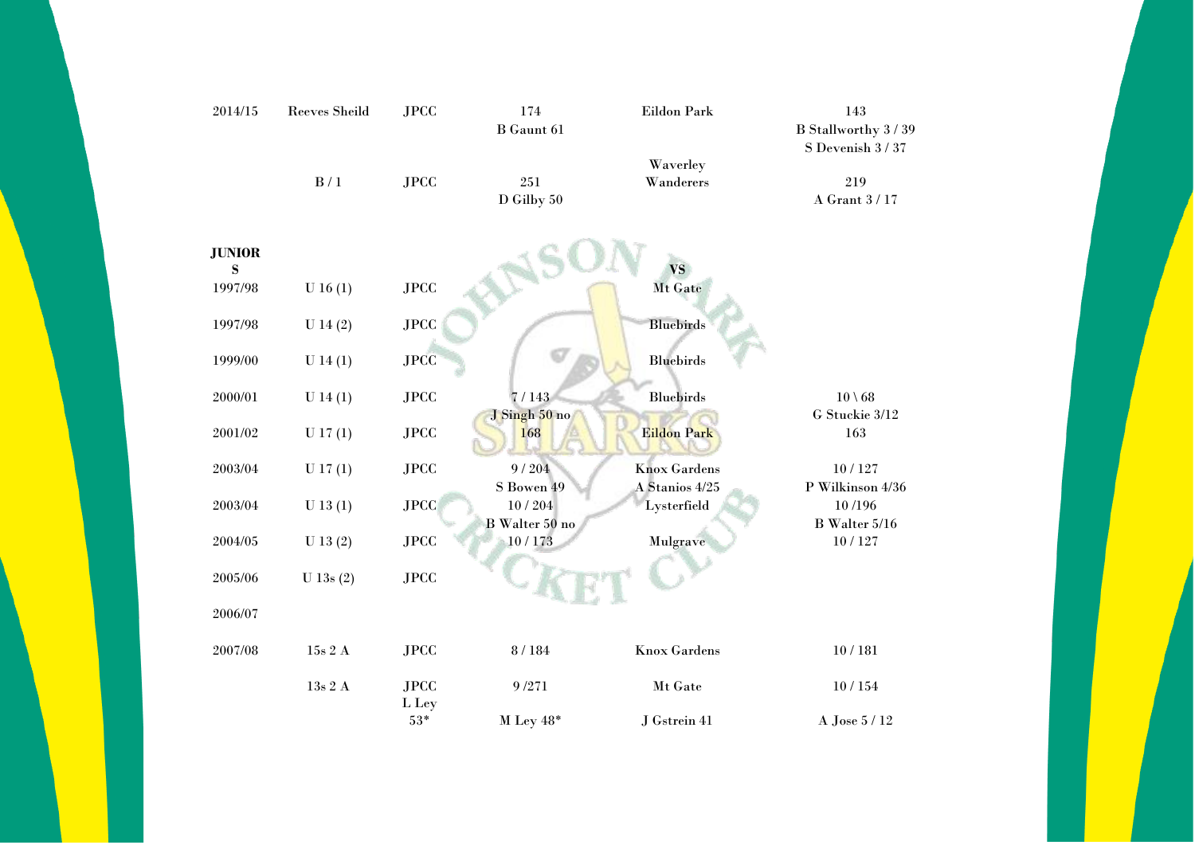| | | | | | |
|---|---|---|---|---|---|
| 2014/15 | Reeves Sheild | JPCC | 174<br>B Gaunt 61 | Eildon Park | 143<br>B Stallworthy 3 / 39<br>S Devenish 3 / 37 |
| | B / 1 | JPCC | 251<br>D Gilby 50 | Waverley Wanderers | 219<br>A Grant 3 / 17 |
| **JUNIORS** | | | | **VS** | |
| 1997/98 | U 16 (1) | JPCC | | Mt Gate | |
| 1997/98 | U 14 (2) | JPCC | | Bluebirds | |
| 1999/00 | U 14 (1) | JPCC | | Bluebirds | |
| 2000/01 | U 14 (1) | JPCC | 7 / 143<br>J Singh 50 no | Bluebirds | 10 \ 68<br>G Stuckie 3/12 |
| 2001/02 | U 17 (1) | JPCC | 168 | Eildon Park | 163 |
| 2003/04 | U 17 (1) | JPCC | 9 / 204<br>S Bowen 49 | Knox Gardens<br>A Stanios 4/25 | 10 / 127<br>P Wilkinson 4/36 |
| 2003/04 | U 13 (1) | JPCC | 10 / 204<br>B Walter 50 no | Lysterfield | 10 /196<br>B Walter 5/16 |
| 2004/05 | U 13 (2) | JPCC | 10 / 173 | Mulgrave | 10 / 127 |
| 2005/06 | U 13s (2) | JPCC | | | |
| 2006/07 | | | | | |
| 2007/08 | 15s 2 A | JPCC | 8 / 184 | Knox Gardens | 10 / 181 |
| | 13s 2 A | JPCC<br>L Ley 53* | 9 /271<br>M Ley 48* | Mt Gate<br>J Gstrein 41 | 10 / 154<br>A Jose 5 / 12 |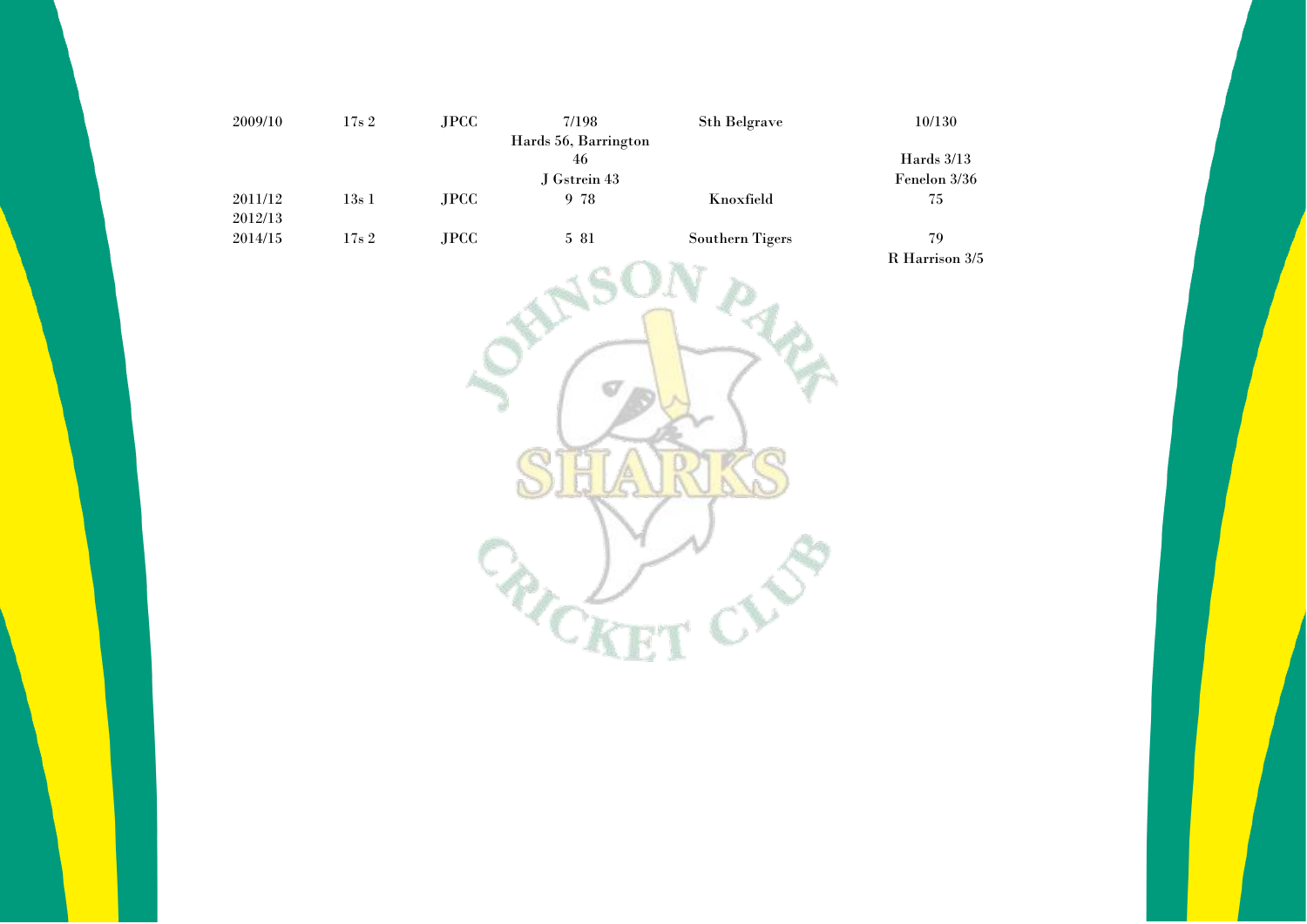| | | | | | |
|---|---|---|---|---|---|
| 2009/10 | 17s 2 | JPCC | 7/198<br>Hards 56, Barrington 46<br>J Gstrein 43 | Sth Belgrave | 10/130<br>Hards 3/13<br>Fenelon 3/36 |
| 2011/12 | 13s 1 | JPCC | 9 78 | Knoxfield | 75 |
| 2012/13 | | | | | |
| 2014/15 | 17s 2 | JPCC | 5 81 | Southern Tigers | 79<br>R Harrison 3/5 |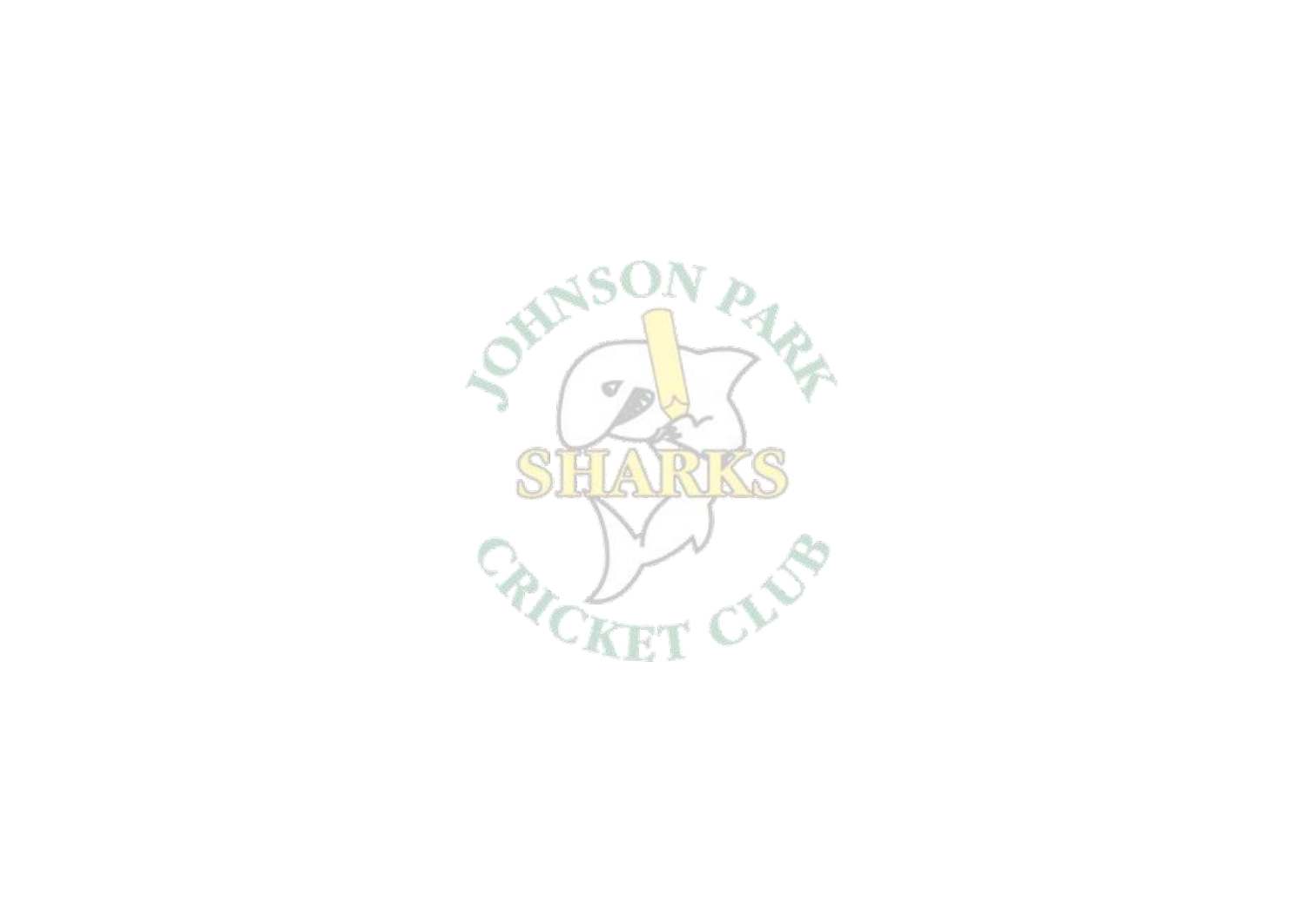JOHNSON PARK

SHARKS

CRICKET CLUB